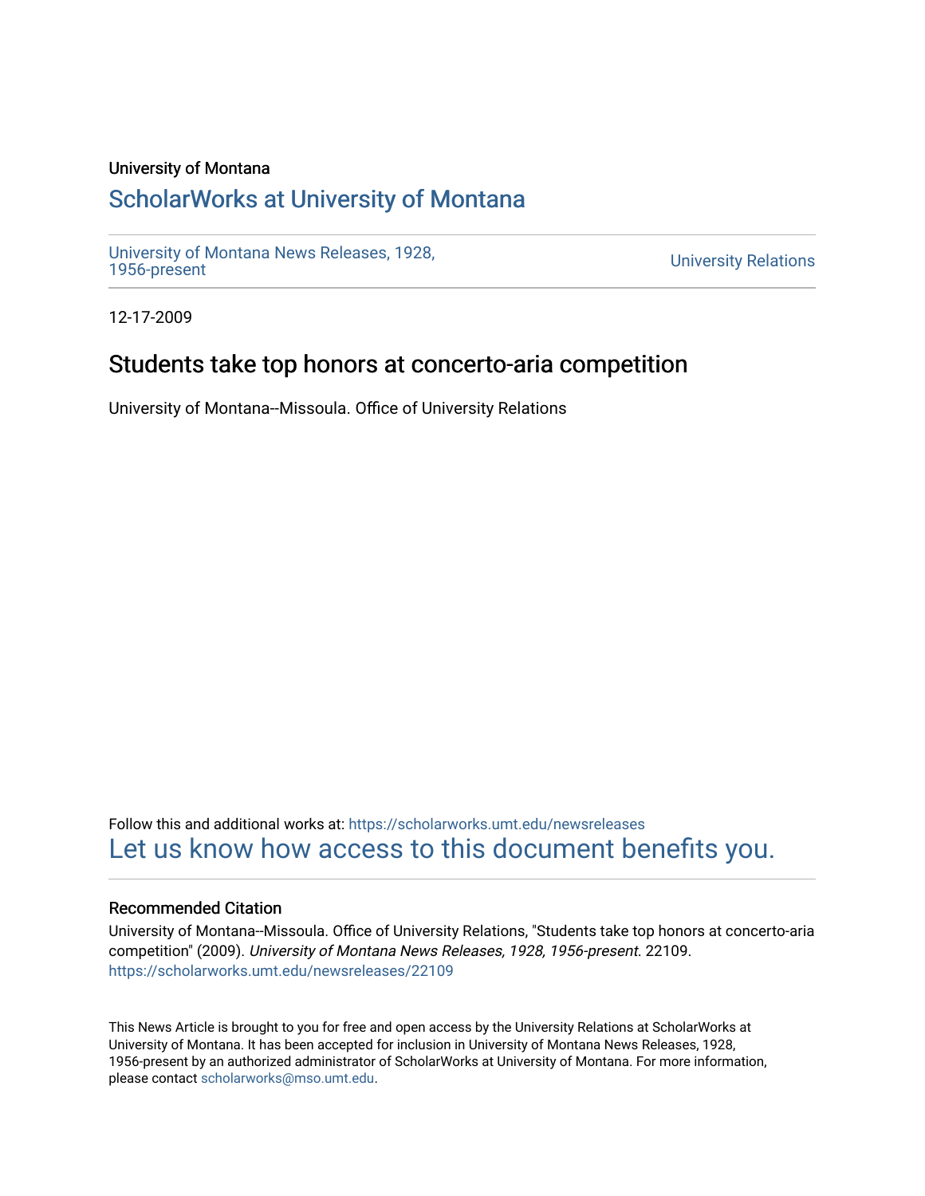University of Montana

# ScholarWorks at University of Montana

University of Montana News Releases, 1928, 1956-present

University Relations

12-17-2009

## Students take top honors at concerto-aria competition

University of Montana--Missoula. Office of University Relations

Follow this and additional works at: https://scholarworks.umt.edu/newsreleases

Let us know how access to this document benefits you.

### Recommended Citation

University of Montana--Missoula. Office of University Relations, "Students take top honors at concerto-aria competition" (2009). *University of Montana News Releases, 1928, 1956-present*. 22109.
https://scholarworks.umt.edu/newsreleases/22109

This News Article is brought to you for free and open access by the University Relations at ScholarWorks at University of Montana. It has been accepted for inclusion in University of Montana News Releases, 1928, 1956-present by an authorized administrator of ScholarWorks at University of Montana. For more information, please contact scholarworks@mso.umt.edu.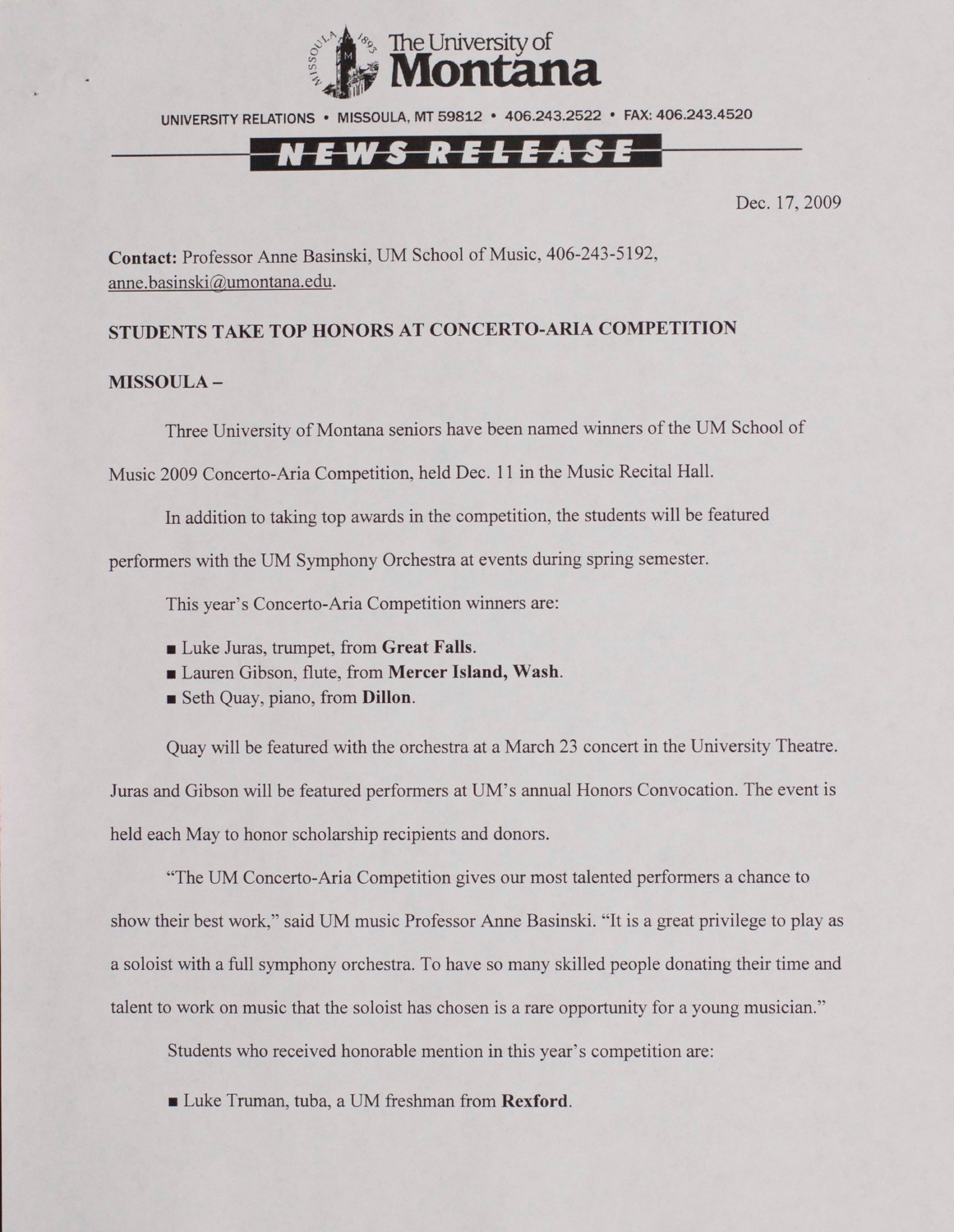The University of Montana

UNIVERSITY RELATIONS • MISSOULA, MT 59812 • 406.243.2522 • FAX: 406.243.4520

NEWS RELEASE

Dec. 17, 2009

**Contact:** Professor Anne Basinski, UM School of Music, 406-243-5192, anne.basinski@umontana.edu.

**STUDENTS TAKE TOP HONORS AT CONCERTO-ARIA COMPETITION**

**MISSOULA –**

Three University of Montana seniors have been named winners of the UM School of Music 2009 Concerto-Aria Competition, held Dec. 11 in the Music Recital Hall.

In addition to taking top awards in the competition, the students will be featured performers with the UM Symphony Orchestra at events during spring semester.

This year's Concerto-Aria Competition winners are:

- Luke Juras, trumpet, from **Great Falls**.
- Lauren Gibson, flute, from **Mercer Island, Wash**.
- Seth Quay, piano, from **Dillon**.

Quay will be featured with the orchestra at a March 23 concert in the University Theatre. Juras and Gibson will be featured performers at UM's annual Honors Convocation. The event is held each May to honor scholarship recipients and donors.

"The UM Concerto-Aria Competition gives our most talented performers a chance to show their best work," said UM music Professor Anne Basinski. "It is a great privilege to play as a soloist with a full symphony orchestra. To have so many skilled people donating their time and talent to work on music that the soloist has chosen is a rare opportunity for a young musician."

Students who received honorable mention in this year's competition are:

- Luke Truman, tuba, a UM freshman from **Rexford**.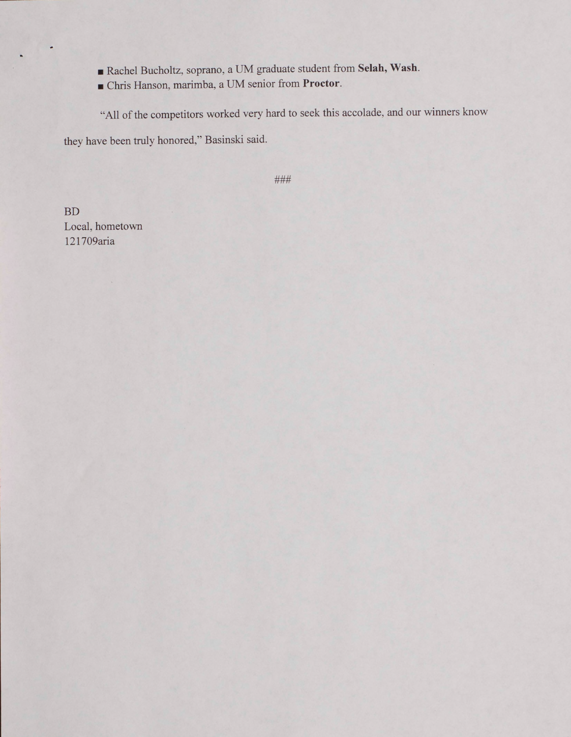- Rachel Bucholtz, soprano, a UM graduate student from **Selah, Wash**.
- Chris Hanson, marimba, a UM senior from **Proctor**.

"All of the competitors worked very hard to seek this accolade, and our winners know they have been truly honored," Basinski said.

###

BD
Local, hometown
121709aria